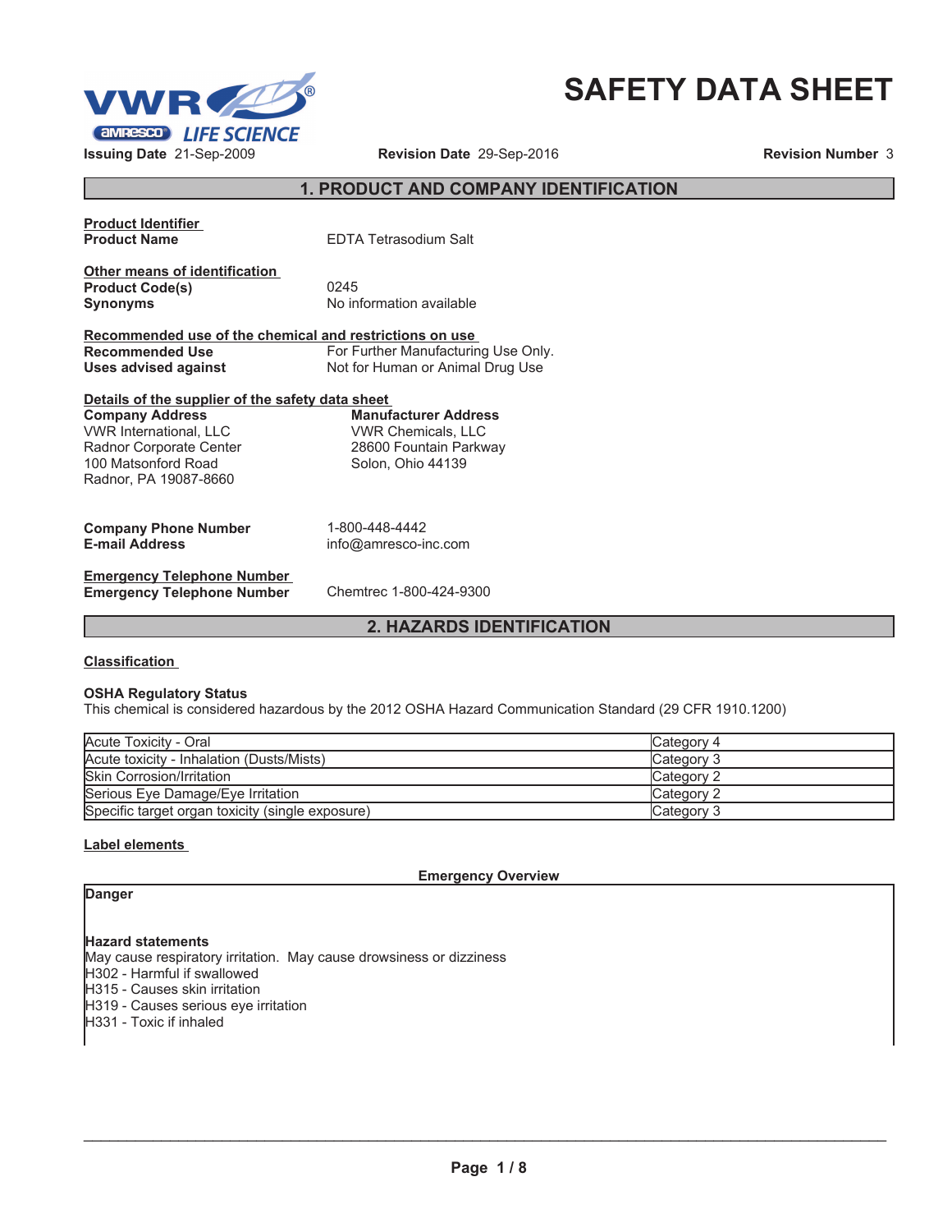# SAFETY DATA SHEET

**Issuing Date** 21-Sep-2009 **Revision Date** 29-Sep-2016 **Revision Number** 3

## 1. PRODUCT AND COMPANY IDENTIFICATION

**Product Identifier**

**Product Name** EDTA Tetrasodium Salt

**Other means of identification**

**Product Code(s)** 0245

**Synonyms** No information available

**Recommended use of the chemical and restrictions on use**

**Recommended Use** For Further Manufacturing Use Only.

**Uses advised against** Not for Human or Animal Drug Use

**Details of the supplier of the safety data sheet**

**Company Address**
VWR International, LLC
Radnor Corporate Center
100 Matsonford Road
Radnor, PA 19087-8660

**Manufacturer Address**
VWR Chemicals, LLC
28600 Fountain Parkway
Solon, Ohio 44139

**Company Phone Number** 1-800-448-4442

**E-mail Address** info@amresco-inc.com

**Emergency Telephone Number**

**Emergency Telephone Number** Chemtrec 1-800-424-9300

## 2. HAZARDS IDENTIFICATION

**Classification**

**OSHA Regulatory Status**

This chemical is considered hazardous by the 2012 OSHA Hazard Communication Standard (29 CFR 1910.1200)

| | |
|---|---|
| Acute Toxicity - Oral | Category 4 |
| Acute toxicity - Inhalation (Dusts/Mists) | Category 3 |
| Skin Corrosion/Irritation | Category 2 |
| Serious Eye Damage/Eye Irritation | Category 2 |
| Specific target organ toxicity (single exposure) | Category 3 |

**Label elements**

**Emergency Overview**

**Danger**

**Hazard statements**

May cause respiratory irritation. May cause drowsiness or dizziness

H302 - Harmful if swallowed

H315 - Causes skin irritation

H319 - Causes serious eye irritation

H331 - Toxic if inhaled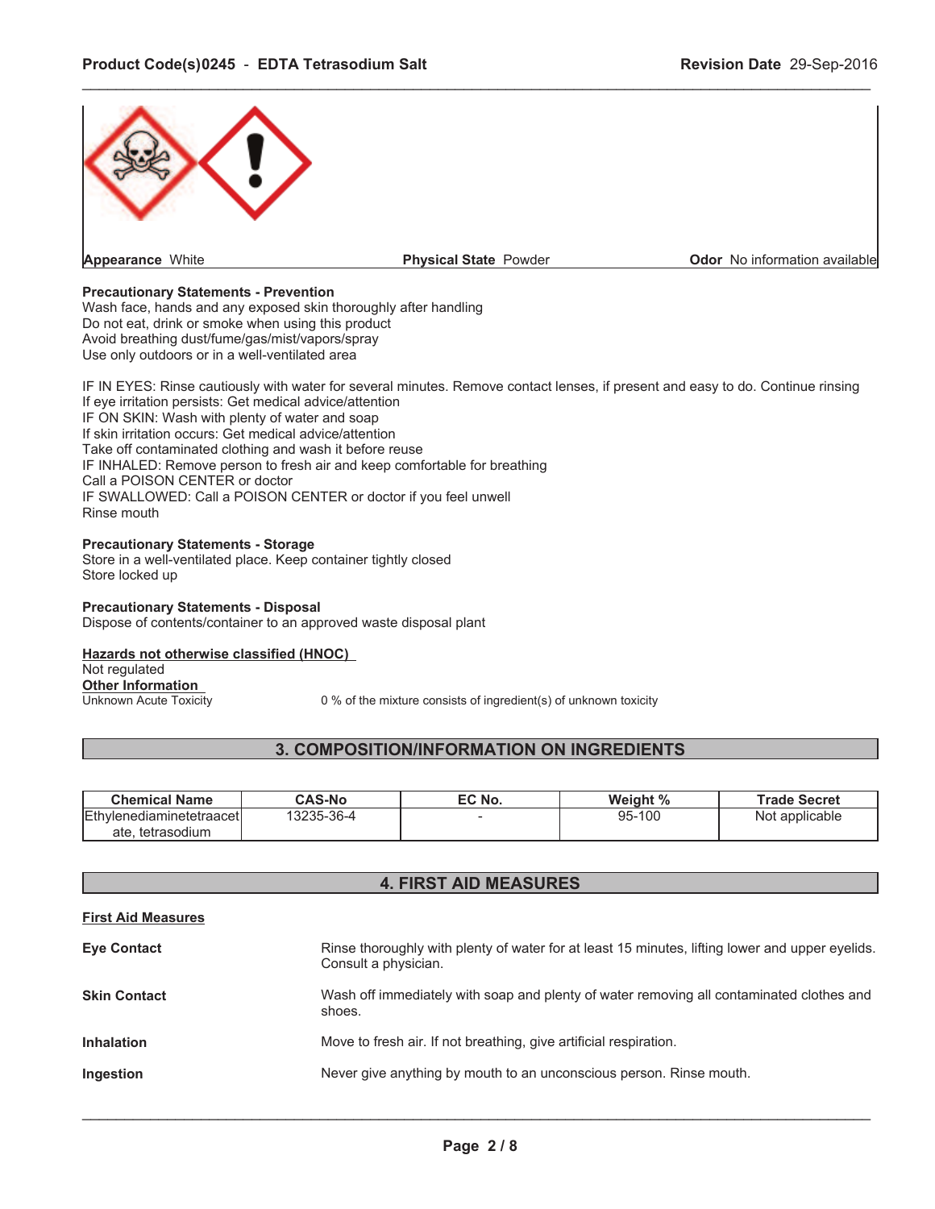| | | |
|---|---|---|
| **Appearance** White | **Physical State** Powder | **Odor** No information available |

**Precautionary Statements - Prevention**
Wash face, hands and any exposed skin thoroughly after handling
Do not eat, drink or smoke when using this product
Avoid breathing dust/fume/gas/mist/vapors/spray
Use only outdoors or in a well-ventilated area

IF IN EYES: Rinse cautiously with water for several minutes. Remove contact lenses, if present and easy to do. Continue rinsing
If eye irritation persists: Get medical advice/attention
IF ON SKIN: Wash with plenty of water and soap
If skin irritation occurs: Get medical advice/attention
Take off contaminated clothing and wash it before reuse
IF INHALED: Remove person to fresh air and keep comfortable for breathing
Call a POISON CENTER or doctor
IF SWALLOWED: Call a POISON CENTER or doctor if you feel unwell
Rinse mouth

**Precautionary Statements - Storage**
Store in a well-ventilated place. Keep container tightly closed
Store locked up

**Precautionary Statements - Disposal**
Dispose of contents/container to an approved waste disposal plant

**Hazards not otherwise classified (HNOC)**
Not regulated

**Other Information**
Unknown Acute Toxicity 0 % of the mixture consists of ingredient(s) of unknown toxicity

## 3. COMPOSITION/INFORMATION ON INGREDIENTS

| Chemical Name | CAS-No | EC No. | Weight % | Trade Secret |
|---|---|---|---|---|
| Ethylenediaminetetraacetate, tetrasodium | 13235-36-4 | - | 95-100 | Not applicable |

## 4. FIRST AID MEASURES

**First Aid Measures**

**Eye Contact** Rinse thoroughly with plenty of water for at least 15 minutes, lifting lower and upper eyelids. Consult a physician.

**Skin Contact** Wash off immediately with soap and plenty of water removing all contaminated clothes and shoes.

**Inhalation** Move to fresh air. If not breathing, give artificial respiration.

**Ingestion** Never give anything by mouth to an unconscious person. Rinse mouth.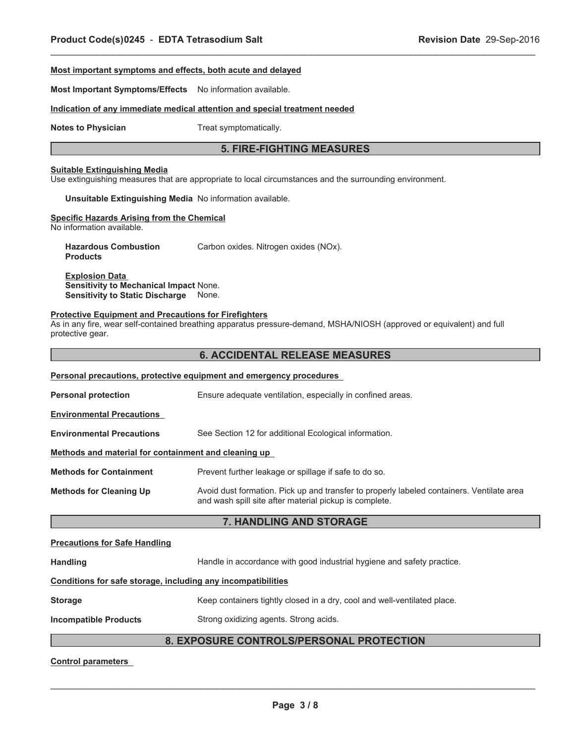**Most important symptoms and effects, both acute and delayed**

**Most Important Symptoms/Effects** No information available.

**Indication of any immediate medical attention and special treatment needed**

**Notes to Physician** Treat symptomatically.

## 5. FIRE-FIGHTING MEASURES

**Suitable Extinguishing Media**
Use extinguishing measures that are appropriate to local circumstances and the surrounding environment.

**Unsuitable Extinguishing Media** No information available.

**Specific Hazards Arising from the Chemical**
No information available.

**Hazardous Combustion Products** Carbon oxides. Nitrogen oxides (NOx).

**Explosion Data**
**Sensitivity to Mechanical Impact** None.
**Sensitivity to Static Discharge** None.

**Protective Equipment and Precautions for Firefighters**
As in any fire, wear self-contained breathing apparatus pressure-demand, MSHA/NIOSH (approved or equivalent) and full protective gear.

## 6. ACCIDENTAL RELEASE MEASURES

**Personal precautions, protective equipment and emergency procedures**

**Personal protection** Ensure adequate ventilation, especially in confined areas.

**Environmental Precautions**

**Environmental Precautions** See Section 12 for additional Ecological information.

**Methods and material for containment and cleaning up**

**Methods for Containment** Prevent further leakage or spillage if safe to do so.

**Methods for Cleaning Up** Avoid dust formation. Pick up and transfer to properly labeled containers. Ventilate area and wash spill site after material pickup is complete.

## 7. HANDLING AND STORAGE

**Precautions for Safe Handling**

**Handling** Handle in accordance with good industrial hygiene and safety practice.

**Conditions for safe storage, including any incompatibilities**

**Storage** Keep containers tightly closed in a dry, cool and well-ventilated place.

**Incompatible Products** Strong oxidizing agents. Strong acids.

## 8. EXPOSURE CONTROLS/PERSONAL PROTECTION

**Control parameters**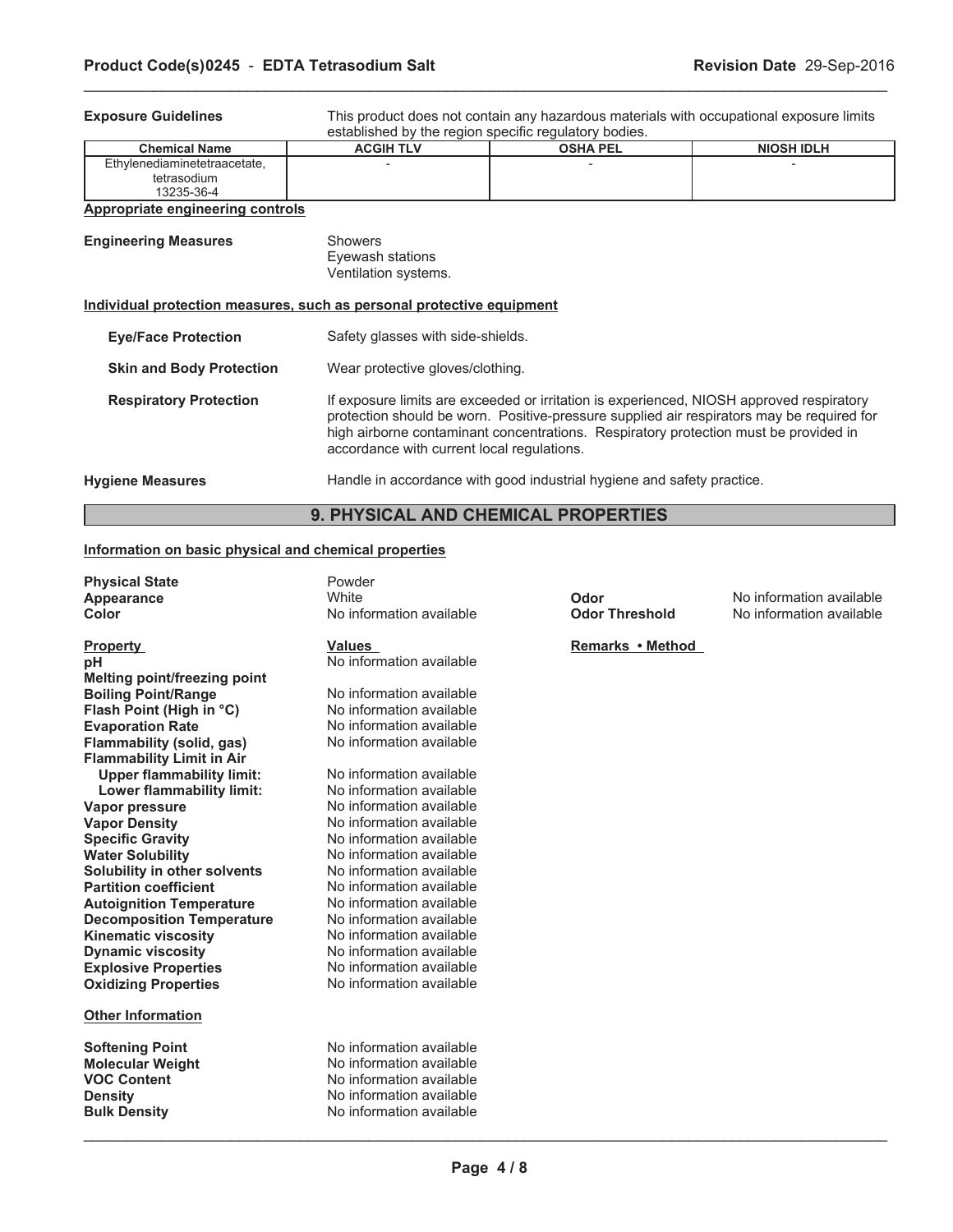**Exposure Guidelines** This product does not contain any hazardous materials with occupational exposure limits established by the region specific regulatory bodies.

| Chemical Name | ACGIH TLV | OSHA PEL | NIOSH IDLH |
|---|---|---|---|
| Ethylenediaminetetraacetate, tetrasodium 13235-36-4 | - | - | - |

**Appropriate engineering controls**

**Engineering Measures**
Showers
Eyewash stations
Ventilation systems.

**Individual protection measures, such as personal protective equipment**

**Eye/Face Protection** Safety glasses with side-shields.

**Skin and Body Protection** Wear protective gloves/clothing.

**Respiratory Protection** If exposure limits are exceeded or irritation is experienced, NIOSH approved respiratory protection should be worn. Positive-pressure supplied air respirators may be required for high airborne contaminant concentrations. Respiratory protection must be provided in accordance with current local regulations.

**Hygiene Measures** Handle in accordance with good industrial hygiene and safety practice.

## 9. PHYSICAL AND CHEMICAL PROPERTIES

**Information on basic physical and chemical properties**

**Physical State** Powder
**Appearance** White
**Color** No information available
**Odor** No information available
**Odor Threshold** No information available

| Property | Values | Remarks • Method |
|---|---|---|
| pH | No information available | |
| Melting point/freezing point | | |
| Boiling Point/Range | No information available | |
| Flash Point (High in °C) | No information available | |
| Evaporation Rate | No information available | |
| Flammability (solid, gas) | No information available | |
| Flammability Limit in Air | | |
| Upper flammability limit: | No information available | |
| Lower flammability limit: | No information available | |
| Vapor pressure | No information available | |
| Vapor Density | No information available | |
| Specific Gravity | No information available | |
| Water Solubility | No information available | |
| Solubility in other solvents | No information available | |
| Partition coefficient | No information available | |
| Autoignition Temperature | No information available | |
| Decomposition Temperature | No information available | |
| Kinematic viscosity | No information available | |
| Dynamic viscosity | No information available | |
| Explosive Properties | No information available | |
| Oxidizing Properties | No information available | |

**Other Information**

| | |
|---|---|
| Softening Point | No information available |
| Molecular Weight | No information available |
| VOC Content | No information available |
| Density | No information available |
| Bulk Density | No information available |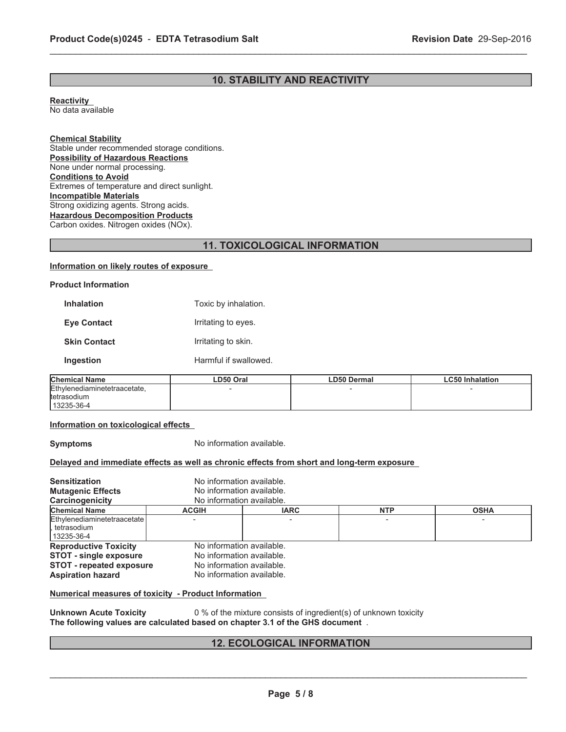## 10. STABILITY AND REACTIVITY

**Reactivity**
No data available

**Chemical Stability**
Stable under recommended storage conditions.

**Possibility of Hazardous Reactions**
None under normal processing.

**Conditions to Avoid**
Extremes of temperature and direct sunlight.

**Incompatible Materials**
Strong oxidizing agents. Strong acids.

**Hazardous Decomposition Products**
Carbon oxides. Nitrogen oxides (NOx).

## 11. TOXICOLOGICAL INFORMATION

**Information on likely routes of exposure**

**Product Information**

| | |
|---|---|
| **Inhalation** | Toxic by inhalation. |
| **Eye Contact** | Irritating to eyes. |
| **Skin Contact** | Irritating to skin. |
| **Ingestion** | Harmful if swallowed. |

| Chemical Name | LD50 Oral | LD50 Dermal | LC50 Inhalation |
|---|---|---|---|
| Ethylenediaminetetraacetate, tetrasodium 13235-36-4 | - | - | - |

**Information on toxicological effects**

**Symptoms** No information available.

**Delayed and immediate effects as well as chronic effects from short and long-term exposure**

**Sensitization** No information available.
**Mutagenic Effects** No information available.
**Carcinogenicity** No information available.

| Chemical Name | ACGIH | IARC | NTP | OSHA |
|---|---|---|---|---|
| Ethylenediaminetetraacetate, tetrasodium 13235-36-4 | - | - | - | - |

**Reproductive Toxicity** No information available.
**STOT - single exposure** No information available.
**STOT - repeated exposure** No information available.
**Aspiration hazard** No information available.

**Numerical measures of toxicity - Product Information**

**Unknown Acute Toxicity** 0 % of the mixture consists of ingredient(s) of unknown toxicity
**The following values are calculated based on chapter 3.1 of the GHS document** .

## 12. ECOLOGICAL INFORMATION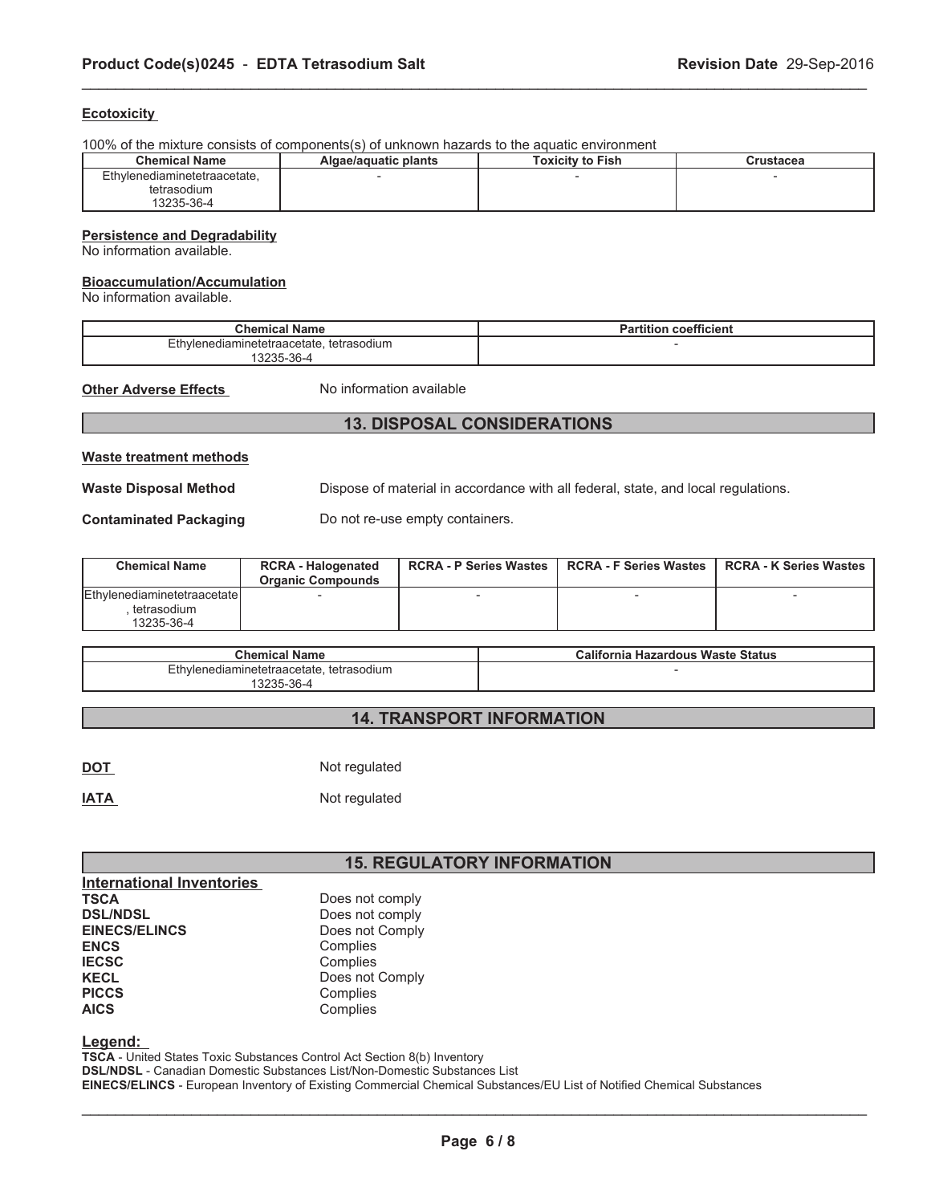#### Ecotoxicity

100% of the mixture consists of components(s) of unknown hazards to the aquatic environment

| Chemical Name | Algae/aquatic plants | Toxicity to Fish | Crustacea |
|---|---|---|---|
| Ethylenediaminetetraacetate, tetrasodium 13235-36-4 | - | - | - |

#### Persistence and Degradability

No information available.

#### Bioaccumulation/Accumulation

No information available.

| Chemical Name | Partition coefficient |
|---|---|
| Ethylenediaminetetraacetate, tetrasodium 13235-36-4 | - |

**Other Adverse Effects** No information available

## 13. DISPOSAL CONSIDERATIONS

#### Waste treatment methods

**Waste Disposal Method** Dispose of material in accordance with all federal, state, and local regulations.

**Contaminated Packaging** Do not re-use empty containers.

| Chemical Name | RCRA - Halogenated Organic Compounds | RCRA - P Series Wastes | RCRA - F Series Wastes | RCRA - K Series Wastes |
|---|---|---|---|---|
| Ethylenediaminetetraacetate, tetrasodium 13235-36-4 | - | - | - | - |

| Chemical Name | California Hazardous Waste Status |
|---|---|
| Ethylenediaminetetraacetate, tetrasodium 13235-36-4 | - |

## 14. TRANSPORT INFORMATION

**DOT** Not regulated

**IATA** Not regulated

## 15. REGULATORY INFORMATION

#### International Inventories

**TSCA** Does not comply
**DSL/NDSL** Does not comply
**EINECS/ELINCS** Does not Comply
**ENCS** Complies
**IECSC** Complies
**KECL** Does not Comply
**PICCS** Complies
**AICS** Complies

#### Legend:

**TSCA** - United States Toxic Substances Control Act Section 8(b) Inventory
**DSL/NDSL** - Canadian Domestic Substances List/Non-Domestic Substances List
**EINECS/ELINCS** - European Inventory of Existing Commercial Chemical Substances/EU List of Notified Chemical Substances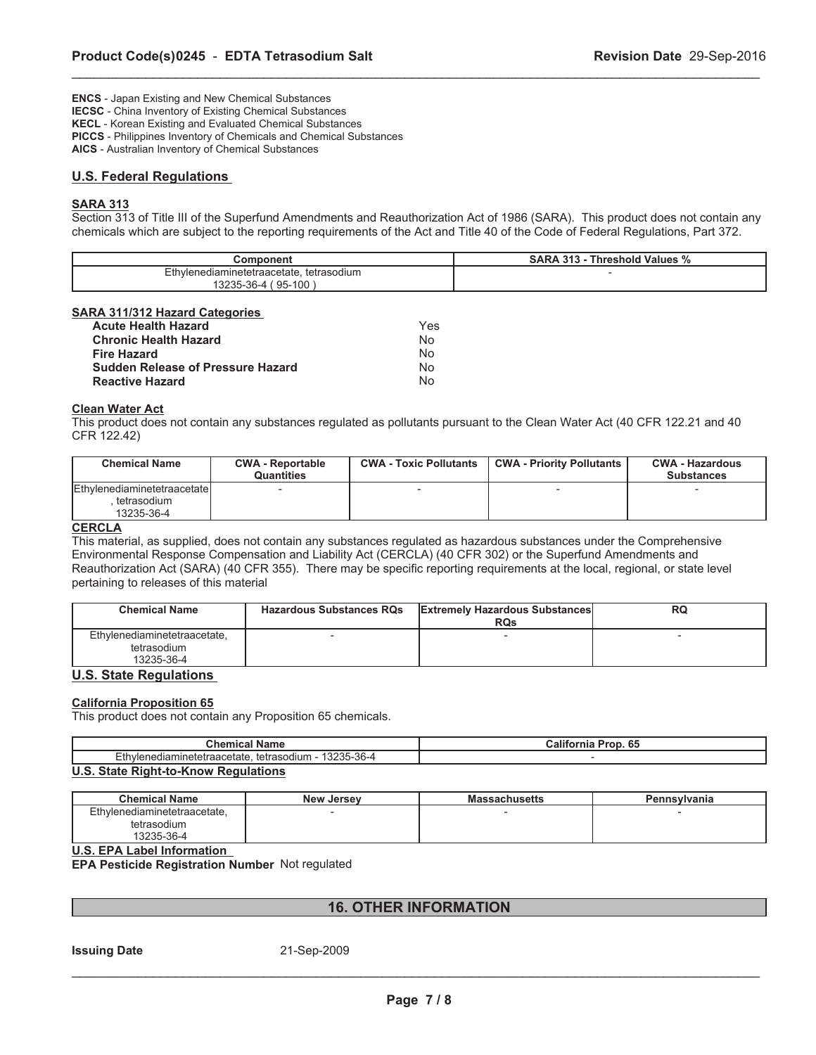**ENCS** - Japan Existing and New Chemical Substances
**IECSC** - China Inventory of Existing Chemical Substances
**KECL** - Korean Existing and Evaluated Chemical Substances
**PICCS** - Philippines Inventory of Chemicals and Chemical Substances
**AICS** - Australian Inventory of Chemical Substances

## U.S. Federal Regulations

### SARA 313

Section 313 of Title III of the Superfund Amendments and Reauthorization Act of 1986 (SARA). This product does not contain any chemicals which are subject to the reporting requirements of the Act and Title 40 of the Code of Federal Regulations, Part 372.

| Component | SARA 313 - Threshold Values % |
|---|---|
| Ethylenediaminetetraacetate, tetrasodium 13235-36-4 ( 95-100 ) | - |

### SARA 311/312 Hazard Categories

| | |
|---|---|
| **Acute Health Hazard** | Yes |
| **Chronic Health Hazard** | No |
| **Fire Hazard** | No |
| **Sudden Release of Pressure Hazard** | No |
| **Reactive Hazard** | No |

### Clean Water Act

This product does not contain any substances regulated as pollutants pursuant to the Clean Water Act (40 CFR 122.21 and 40 CFR 122.42)

| Chemical Name | CWA - Reportable Quantities | CWA - Toxic Pollutants | CWA - Priority Pollutants | CWA - Hazardous Substances |
|---|---|---|---|---|
| Ethylenediaminetetraacetate, tetrasodium 13235-36-4 | - | - | - | - |

### CERCLA

This material, as supplied, does not contain any substances regulated as hazardous substances under the Comprehensive Environmental Response Compensation and Liability Act (CERCLA) (40 CFR 302) or the Superfund Amendments and Reauthorization Act (SARA) (40 CFR 355). There may be specific reporting requirements at the local, regional, or state level pertaining to releases of this material

| Chemical Name | Hazardous Substances RQs | Extremely Hazardous Substances RQs | RQ |
|---|---|---|---|
| Ethylenediaminetetraacetate, tetrasodium 13235-36-4 | - | - | - |

## U.S. State Regulations

### California Proposition 65

This product does not contain any Proposition 65 chemicals.

| Chemical Name | California Prop. 65 |
|---|---|
| Ethylenediaminetetraacetate, tetrasodium - 13235-36-4 | - |

### U.S. State Right-to-Know Regulations

| Chemical Name | New Jersey | Massachusetts | Pennsylvania |
|---|---|---|---|
| Ethylenediaminetetraacetate, tetrasodium 13235-36-4 | - | - | - |

### U.S. EPA Label Information

**EPA Pesticide Registration Number** Not regulated

# 16. OTHER INFORMATION

**Issuing Date** 21-Sep-2009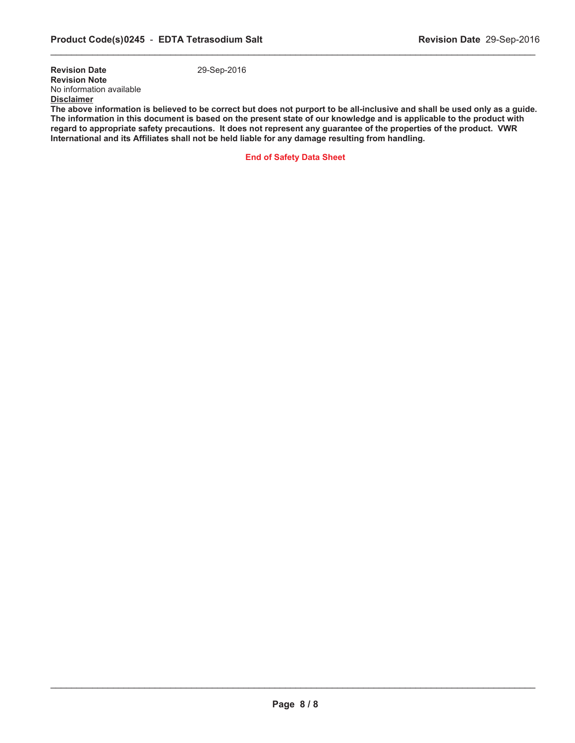**Revision Date** 29-Sep-2016

**Revision Note**

No information available

**Disclaimer**

**The above information is believed to be correct but does not purport to be all-inclusive and shall be used only as a guide. The information in this document is based on the present state of our knowledge and is applicable to the product with regard to appropriate safety precautions. It does not represent any guarantee of the properties of the product. VWR International and its Affiliates shall not be held liable for any damage resulting from handling.**

**End of Safety Data Sheet**